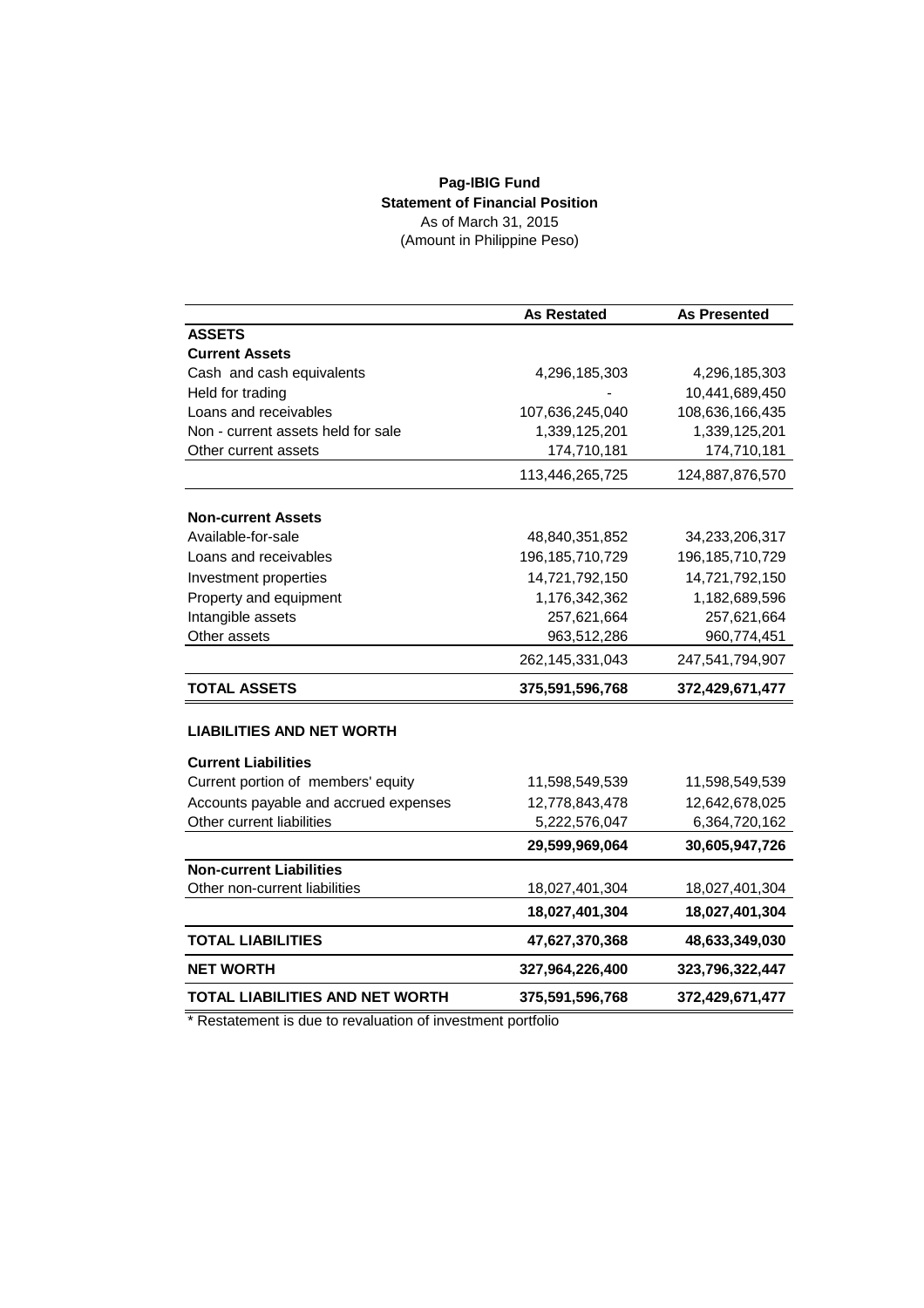**Pag-IBIG Fund**

**Statement of Financial Position**

As of March 31, 2015

(Amount in Philippine Peso)

| | As Restated | As Presented |
|---|---|---|
| **ASSETS** | | |
| **Current Assets** | | |
| Cash and cash equivalents | 4,296,185,303 | 4,296,185,303 |
| Held for trading | - | 10,441,689,450 |
| Loans and receivables | 107,636,245,040 | 108,636,166,435 |
| Non - current assets held for sale | 1,339,125,201 | 1,339,125,201 |
| Other current assets | 174,710,181 | 174,710,181 |
| | 113,446,265,725 | 124,887,876,570 |
| **Non-current Assets** | | |
| Available-for-sale | 48,840,351,852 | 34,233,206,317 |
| Loans and receivables | 196,185,710,729 | 196,185,710,729 |
| Investment properties | 14,721,792,150 | 14,721,792,150 |
| Property and equipment | 1,176,342,362 | 1,182,689,596 |
| Intangible assets | 257,621,664 | 257,621,664 |
| Other assets | 963,512,286 | 960,774,451 |
| | 262,145,331,043 | 247,541,794,907 |
| **TOTAL ASSETS** | **375,591,596,768** | **372,429,671,477** |
| **LIABILITIES AND NET WORTH** | | |
| **Current Liabilities** | | |
| Current portion of members' equity | 11,598,549,539 | 11,598,549,539 |
| Accounts payable and accrued expenses | 12,778,843,478 | 12,642,678,025 |
| Other current liabilities | 5,222,576,047 | 6,364,720,162 |
| | **29,599,969,064** | **30,605,947,726** |
| **Non-current Liabilities** | | |
| Other non-current liabilities | 18,027,401,304 | 18,027,401,304 |
| | **18,027,401,304** | **18,027,401,304** |
| **TOTAL LIABILITIES** | **47,627,370,368** | **48,633,349,030** |
| **NET WORTH** | **327,964,226,400** | **323,796,322,447** |
| **TOTAL LIABILITIES AND NET WORTH** | **375,591,596,768** | **372,429,671,477** |

* Restatement is due to revaluation of investment portfolio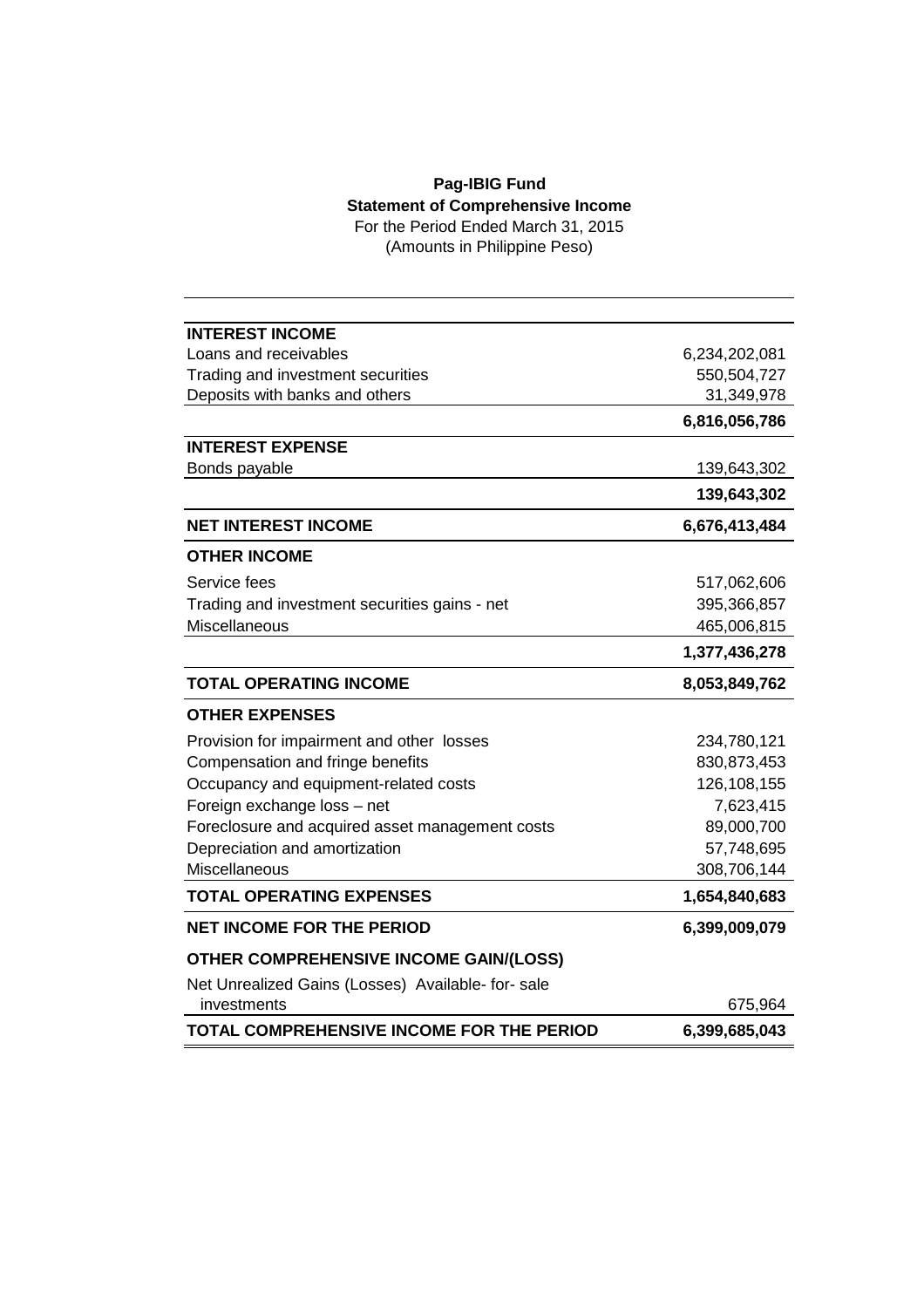**Pag-IBIG Fund**
**Statement of Comprehensive Income**
For the Period Ended March 31, 2015
(Amounts in Philippine Peso)

| | |
|---|---|
| **INTEREST INCOME** | |
| Loans and receivables | 6,234,202,081 |
| Trading and investment securities | 550,504,727 |
| Deposits with banks and others | 31,349,978 |
| | **6,816,056,786** |
| **INTEREST EXPENSE** | |
| Bonds payable | 139,643,302 |
| | **139,643,302** |
| **NET INTEREST INCOME** | **6,676,413,484** |
| **OTHER INCOME** | |
| Service fees | 517,062,606 |
| Trading and investment securities gains - net | 395,366,857 |
| Miscellaneous | 465,006,815 |
| | **1,377,436,278** |
| **TOTAL OPERATING INCOME** | **8,053,849,762** |
| **OTHER EXPENSES** | |
| Provision for impairment and other losses | 234,780,121 |
| Compensation and fringe benefits | 830,873,453 |
| Occupancy and equipment-related costs | 126,108,155 |
| Foreign exchange loss – net | 7,623,415 |
| Foreclosure and acquired asset management costs | 89,000,700 |
| Depreciation and amortization | 57,748,695 |
| Miscellaneous | 308,706,144 |
| **TOTAL OPERATING EXPENSES** | **1,654,840,683** |
| **NET INCOME FOR THE PERIOD** | **6,399,009,079** |
| **OTHER COMPREHENSIVE INCOME GAIN/(LOSS)** | |
| Net Unrealized Gains (Losses) Available- for- sale investments | 675,964 |
| **TOTAL COMPREHENSIVE INCOME FOR THE PERIOD** | **6,399,685,043** |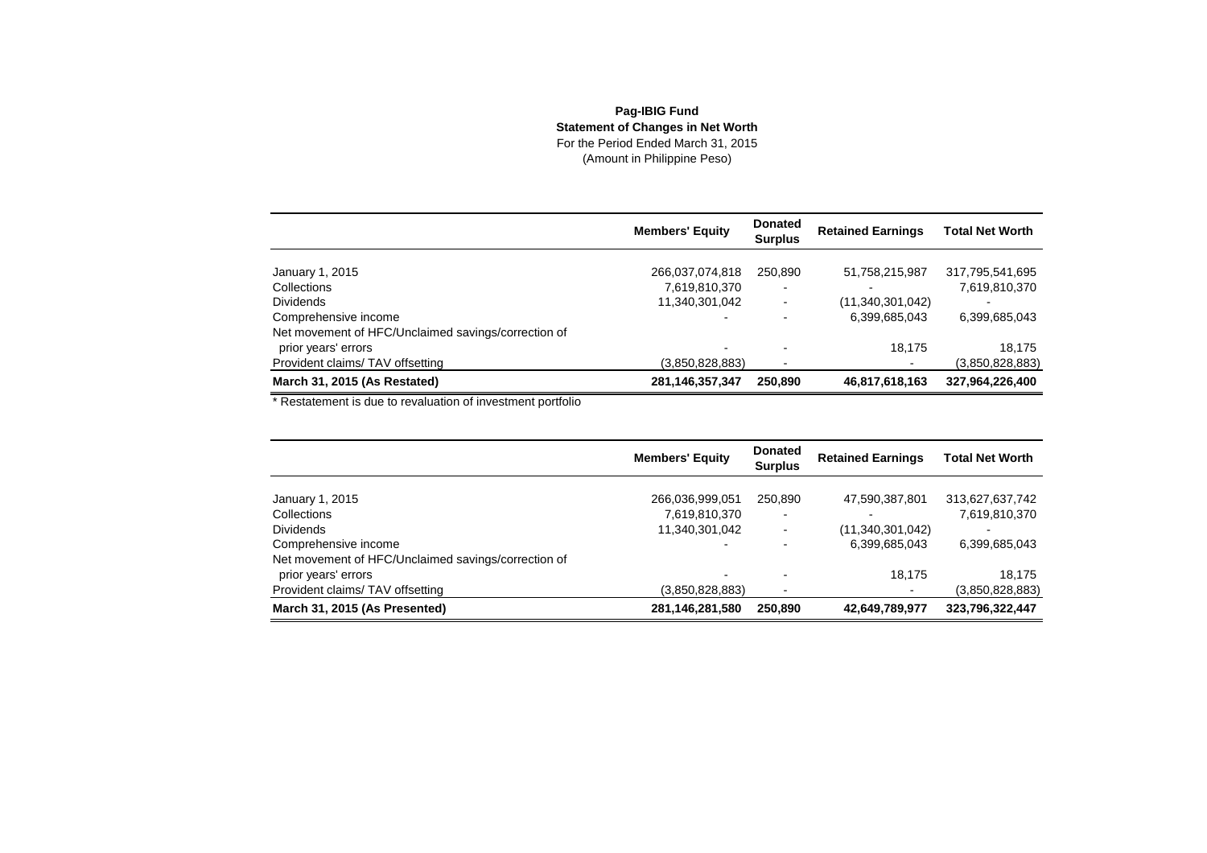**Pag-IBIG Fund**

**Statement of Changes in Net Worth**

For the Period Ended March 31, 2015

(Amount in Philippine Peso)

| | Members' Equity | Donated Surplus | Retained Earnings | Total Net Worth |
|---|---|---|---|---|
| January 1, 2015 | 266,037,074,818 | 250,890 | 51,758,215,987 | 317,795,541,695 |
| Collections | 7,619,810,370 | - | - | 7,619,810,370 |
| Dividends | 11,340,301,042 | - | (11,340,301,042) | - |
| Comprehensive income | - | - | 6,399,685,043 | 6,399,685,043 |
| Net movement of HFC/Unclaimed savings/correction of prior years' errors | - | - | 18,175 | 18,175 |
| Provident claims/ TAV offsetting | (3,850,828,883) | - | - | (3,850,828,883) |
| **March 31, 2015 (As Restated)** | **281,146,357,347** | **250,890** | **46,817,618,163** | **327,964,226,400** |

* Restatement is due to revaluation of investment portfolio

| | Members' Equity | Donated Surplus | Retained Earnings | Total Net Worth |
|---|---|---|---|---|
| January 1, 2015 | 266,036,999,051 | 250,890 | 47,590,387,801 | 313,627,637,742 |
| Collections | 7,619,810,370 | - | - | 7,619,810,370 |
| Dividends | 11,340,301,042 | - | (11,340,301,042) | - |
| Comprehensive income | - | - | 6,399,685,043 | 6,399,685,043 |
| Net movement of HFC/Unclaimed savings/correction of prior years' errors | - | - | 18,175 | 18,175 |
| Provident claims/ TAV offsetting | (3,850,828,883) | - | - | (3,850,828,883) |
| **March 31, 2015 (As Presented)** | **281,146,281,580** | **250,890** | **42,649,789,977** | **323,796,322,447** |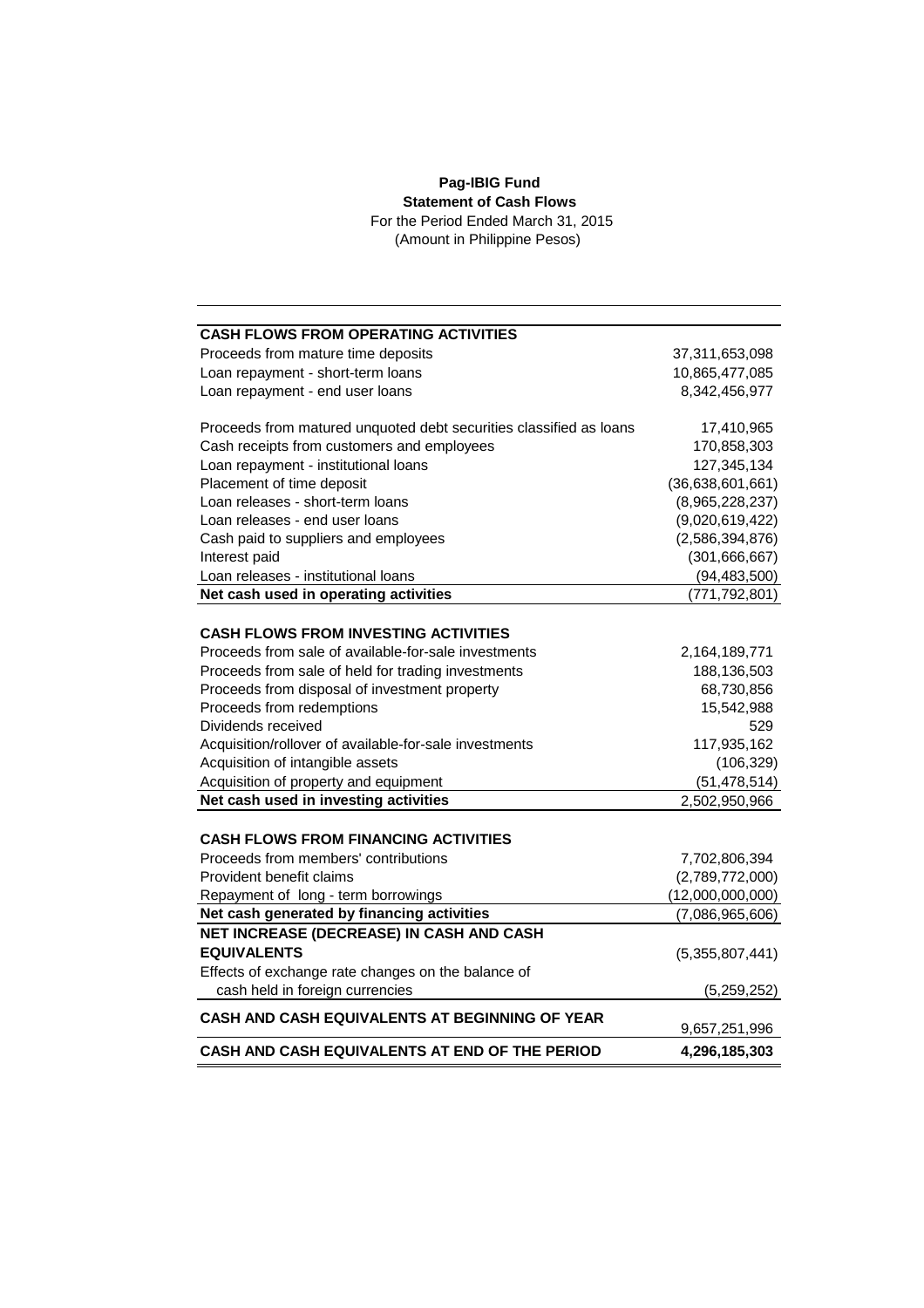**Pag-IBIG Fund**
**Statement of Cash Flows**
For the Period Ended March 31, 2015
(Amount in Philippine Pesos)

| | |
|---|---|
| **CASH FLOWS FROM OPERATING ACTIVITIES** | |
| Proceeds from mature time deposits | 37,311,653,098 |
| Loan repayment - short-term loans | 10,865,477,085 |
| Loan repayment - end user loans | 8,342,456,977 |
| Proceeds from matured unquoted debt securities classified as loans | 17,410,965 |
| Cash receipts from customers and employees | 170,858,303 |
| Loan repayment - institutional loans | 127,345,134 |
| Placement of time deposit | (36,638,601,661) |
| Loan releases - short-term loans | (8,965,228,237) |
| Loan releases - end user loans | (9,020,619,422) |
| Cash paid to suppliers and employees | (2,586,394,876) |
| Interest paid | (301,666,667) |
| Loan releases - institutional loans | (94,483,500) |
| **Net cash used in operating activities** | (771,792,801) |
| **CASH FLOWS FROM INVESTING ACTIVITIES** | |
| Proceeds from sale of available-for-sale investments | 2,164,189,771 |
| Proceeds from sale of held for trading investments | 188,136,503 |
| Proceeds from disposal of investment property | 68,730,856 |
| Proceeds from redemptions | 15,542,988 |
| Dividends received | 529 |
| Acquisition/rollover of available-for-sale investments | 117,935,162 |
| Acquisition of intangible assets | (106,329) |
| Acquisition of property and equipment | (51,478,514) |
| **Net cash used in investing activities** | 2,502,950,966 |
| **CASH FLOWS FROM FINANCING ACTIVITIES** | |
| Proceeds from members' contributions | 7,702,806,394 |
| Provident benefit claims | (2,789,772,000) |
| Repayment of long - term borrowings | (12,000,000,000) |
| **Net cash generated by financing activities** | (7,086,965,606) |
| **NET INCREASE (DECREASE) IN CASH AND CASH EQUIVALENTS** | (5,355,807,441) |
| Effects of exchange rate changes on the balance of cash held in foreign currencies | (5,259,252) |
| **CASH AND CASH EQUIVALENTS AT BEGINNING OF YEAR** | 9,657,251,996 |
| **CASH AND CASH EQUIVALENTS AT END OF THE PERIOD** | **4,296,185,303** |